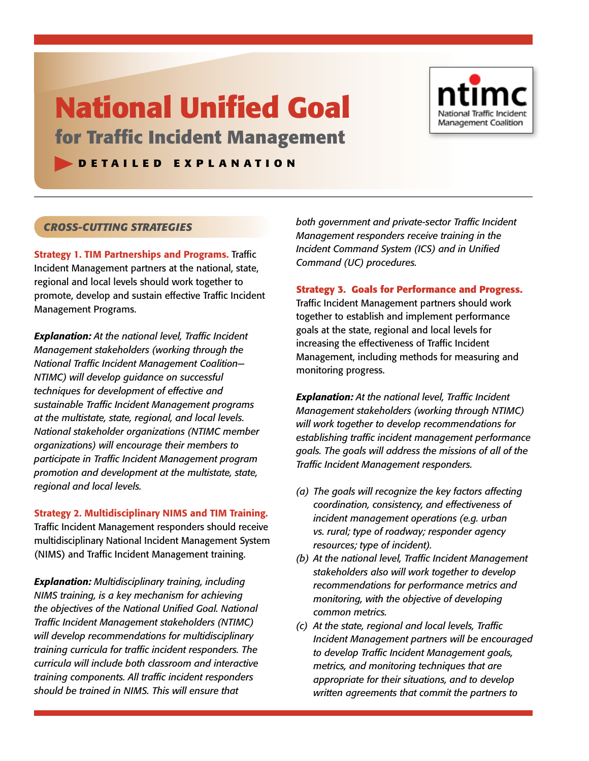# National Unified Goal

## for Traffic Incident Management

**DETAILED EXPLANATION**

ntimc
National Traffic Incident Management Coalition

### *CROSS-CUTTING STRATEGIES*

**Strategy 1. TIM Partnerships and Programs.** Traffic Incident Management partners at the national, state, regional and local levels should work together to promote, develop and sustain effective Traffic Incident Management Programs.

***Explanation:*** *At the national level, Traffic Incident Management stakeholders (working through the National Traffic Incident Management Coalition—NTIMC) will develop guidance on successful techniques for development of effective and sustainable Traffic Incident Management programs at the multistate, state, regional, and local levels. National stakeholder organizations (NTIMC member organizations) will encourage their members to participate in Traffic Incident Management program promotion and development at the multistate, state, regional and local levels.*

**Strategy 2. Multidisciplinary NIMS and TIM Training.** Traffic Incident Management responders should receive multidisciplinary National Incident Management System (NIMS) and Traffic Incident Management training.

***Explanation:*** *Multidisciplinary training, including NIMS training, is a key mechanism for achieving the objectives of the National Unified Goal. National Traffic Incident Management stakeholders (NTIMC) will develop recommendations for multidisciplinary training curricula for traffic incident responders. The curricula will include both classroom and interactive training components. All traffic incident responders should be trained in NIMS. This will ensure that both government and private-sector Traffic Incident Management responders receive training in the Incident Command System (ICS) and in Unified Command (UC) procedures.*

**Strategy 3. Goals for Performance and Progress.** Traffic Incident Management partners should work together to establish and implement performance goals at the state, regional and local levels for increasing the effectiveness of Traffic Incident Management, including methods for measuring and monitoring progress.

***Explanation:*** *At the national level, Traffic Incident Management stakeholders (working through NTIMC) will work together to develop recommendations for establishing traffic incident management performance goals. The goals will address the missions of all of the Traffic Incident Management responders.*

*(a) The goals will recognize the key factors affecting coordination, consistency, and effectiveness of incident management operations (e.g. urban vs. rural; type of roadway; responder agency resources; type of incident).*

*(b) At the national level, Traffic Incident Management stakeholders also will work together to develop recommendations for performance metrics and monitoring, with the objective of developing common metrics.*

*(c) At the state, regional and local levels, Traffic Incident Management partners will be encouraged to develop Traffic Incident Management goals, metrics, and monitoring techniques that are appropriate for their situations, and to develop written agreements that commit the partners to*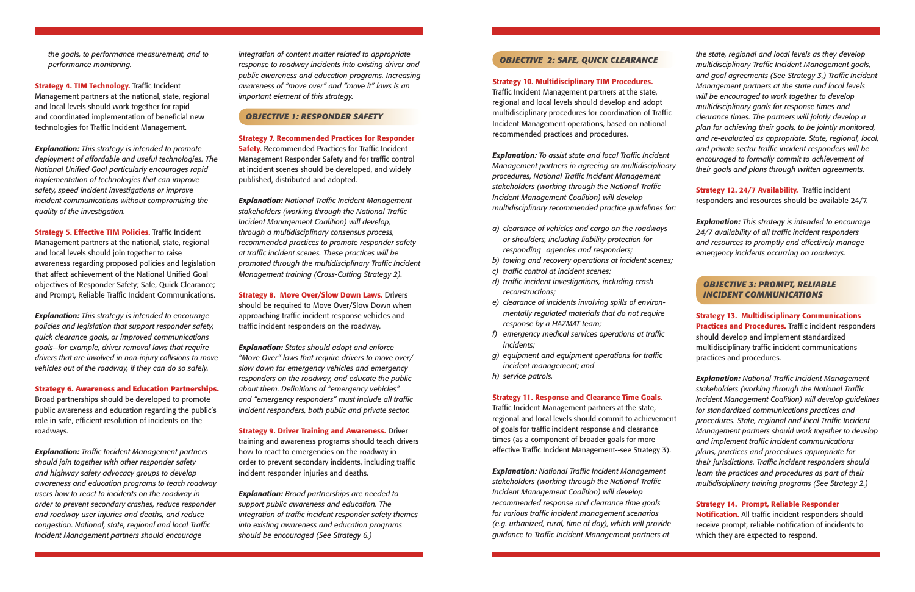*the goals, to performance measurement, and to performance monitoring.*

**Strategy 4. TIM Technology.** Traffic Incident Management partners at the national, state, regional and local levels should work together for rapid and coordinated implementation of beneficial new technologies for Traffic Incident Management.

***Explanation:*** *This strategy is intended to promote deployment of affordable and useful technologies. The National Unified Goal particularly encourages rapid implementation of technologies that can improve safety, speed incident investigations or improve incident communications without compromising the quality of the investigation.*

**Strategy 5. Effective TIM Policies.** Traffic Incident Management partners at the national, state, regional and local levels should join together to raise awareness regarding proposed policies and legislation that affect achievement of the National Unified Goal objectives of Responder Safety; Safe, Quick Clearance; and Prompt, Reliable Traffic Incident Communications.

***Explanation:*** *This strategy is intended to encourage policies and legislation that support responder safety, quick clearance goals, or improved communications goals—for example, driver removal laws that require drivers that are involved in non-injury collisions to move vehicles out of the roadway, if they can do so safely.*

**Strategy 6. Awareness and Education Partnerships.** Broad partnerships should be developed to promote public awareness and education regarding the public's role in safe, efficient resolution of incidents on the roadways.

***Explanation:*** *Traffic Incident Management partners should join together with other responder safety and highway safety advocacy groups to develop awareness and education programs to teach roadway users how to react to incidents on the roadway in order to prevent secondary crashes, reduce responder and roadway user injuries and deaths, and reduce congestion. National, state, regional and local Traffic Incident Management partners should encourage integration of content matter related to appropriate response to roadway incidents into existing driver and public awareness and education programs. Increasing awareness of "move over" and "move it" laws is an important element of this strategy.*

## OBJECTIVE 1: RESPONDER SAFETY

**Strategy 7. Recommended Practices for Responder Safety.** Recommended Practices for Traffic Incident Management Responder Safety and for traffic control at incident scenes should be developed, and widely published, distributed and adopted.

***Explanation:*** *National Traffic Incident Management stakeholders (working through the National Traffic Incident Management Coalition) will develop, through a multidisciplinary consensus process, recommended practices to promote responder safety at traffic incident scenes. These practices will be promoted through the multidisciplinary Traffic Incident Management training (Cross-Cutting Strategy 2).*

**Strategy 8. Move Over/Slow Down Laws.** Drivers should be required to Move Over/Slow Down when approaching traffic incident response vehicles and traffic incident responders on the roadway.

***Explanation:*** *States should adopt and enforce "Move Over" laws that require drivers to move over/ slow down for emergency vehicles and emergency responders on the roadway, and educate the public about them. Definitions of "emergency vehicles" and "emergency responders" must include all traffic incident responders, both public and private sector.*

**Strategy 9. Driver Training and Awareness.** Driver training and awareness programs should teach drivers how to react to emergencies on the roadway in order to prevent secondary incidents, including traffic incident responder injuries and deaths.

***Explanation:*** *Broad partnerships are needed to support public awareness and education. The integration of traffic incident responder safety themes into existing awareness and education programs should be encouraged (See Strategy 6.)*

## OBJECTIVE 2: SAFE, QUICK CLEARANCE

**Strategy 10. Multidisciplinary TIM Procedures.** Traffic Incident Management partners at the state, regional and local levels should develop and adopt multidisciplinary procedures for coordination of Traffic Incident Management operations, based on national recommended practices and procedures.

***Explanation:*** *To assist state and local Traffic Incident Management partners in agreeing on multidisciplinary procedures, National Traffic Incident Management stakeholders (working through the National Traffic Incident Management Coalition) will develop multidisciplinary recommended practice guidelines for:*

*a) clearance of vehicles and cargo on the roadways or shoulders, including liability protection for responding agencies and responders;*
*b) towing and recovery operations at incident scenes;*
*c) traffic control at incident scenes;*
*d) traffic incident investigations, including crash reconstructions;*
*e) clearance of incidents involving spills of environmentally regulated materials that do not require response by a HAZMAT team;*
*f) emergency medical services operations at traffic incidents;*
*g) equipment and equipment operations for traffic incident management; and*
*h) service patrols.*

**Strategy 11. Response and Clearance Time Goals.** Traffic Incident Management partners at the state, regional and local levels should commit to achievement of goals for traffic incident response and clearance times (as a component of broader goals for more effective Traffic Incident Management--see Strategy 3).

***Explanation:*** *National Traffic Incident Management stakeholders (working through the National Traffic Incident Management Coalition) will develop recommended response and clearance time goals for various traffic incident management scenarios (e.g. urbanized, rural, time of day), which will provide guidance to Traffic Incident Management partners at the state, regional and local levels as they develop multidisciplinary Traffic Incident Management goals, and goal agreements (See Strategy 3.) Traffic Incident Management partners at the state and local levels will be encouraged to work together to develop multidisciplinary goals for response times and clearance times. The partners will jointly develop a plan for achieving their goals, to be jointly monitored, and re-evaluated as appropriate. State, regional, local, and private sector traffic incident responders will be encouraged to formally commit to achievement of their goals and plans through written agreements.*

**Strategy 12. 24/7 Availability.** Traffic incident responders and resources should be available 24/7.

***Explanation:*** *This strategy is intended to encourage 24/7 availability of all traffic incident responders and resources to promptly and effectively manage emergency incidents occurring on roadways.*

## OBJECTIVE 3: PROMPT, RELIABLE INCIDENT COMMUNICATIONS

**Strategy 13. Multidisciplinary Communications Practices and Procedures.** Traffic incident responders should develop and implement standardized multidisciplinary traffic incident communications practices and procedures.

***Explanation:*** *National Traffic Incident Management stakeholders (working through the National Traffic Incident Management Coalition) will develop guidelines for standardized communications practices and procedures. State, regional and local Traffic Incident Management partners should work together to develop and implement traffic incident communications plans, practices and procedures appropriate for their jurisdictions. Traffic incident responders should learn the practices and procedures as part of their multidisciplinary training programs (See Strategy 2.)*

**Strategy 14. Prompt, Reliable Responder Notification.** All traffic incident responders should receive prompt, reliable notification of incidents to which they are expected to respond.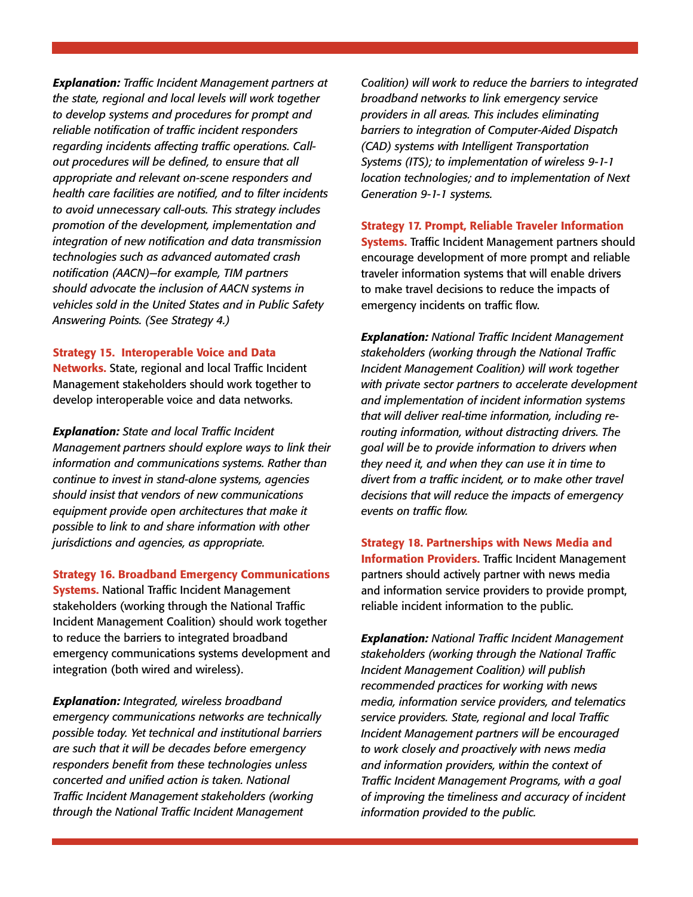***Explanation:*** *Traffic Incident Management partners at the state, regional and local levels will work together to develop systems and procedures for prompt and reliable notification of traffic incident responders regarding incidents affecting traffic operations. Call-out procedures will be defined, to ensure that all appropriate and relevant on-scene responders and health care facilities are notified, and to filter incidents to avoid unnecessary call-outs. This strategy includes promotion of the development, implementation and integration of new notification and data transmission technologies such as advanced automated crash notification (AACN)—for example, TIM partners should advocate the inclusion of AACN systems in vehicles sold in the United States and in Public Safety Answering Points. (See Strategy 4.)*

**Strategy 15. Interoperable Voice and Data Networks.** State, regional and local Traffic Incident Management stakeholders should work together to develop interoperable voice and data networks.

***Explanation:*** *State and local Traffic Incident Management partners should explore ways to link their information and communications systems. Rather than continue to invest in stand-alone systems, agencies should insist that vendors of new communications equipment provide open architectures that make it possible to link to and share information with other jurisdictions and agencies, as appropriate.*

**Strategy 16. Broadband Emergency Communications Systems.** National Traffic Incident Management stakeholders (working through the National Traffic Incident Management Coalition) should work together to reduce the barriers to integrated broadband emergency communications systems development and integration (both wired and wireless).

***Explanation:*** *Integrated, wireless broadband emergency communications networks are technically possible today. Yet technical and institutional barriers are such that it will be decades before emergency responders benefit from these technologies unless concerted and unified action is taken. National Traffic Incident Management stakeholders (working through the National Traffic Incident Management Coalition) will work to reduce the barriers to integrated broadband networks to link emergency service providers in all areas. This includes eliminating barriers to integration of Computer-Aided Dispatch (CAD) systems with Intelligent Transportation Systems (ITS); to implementation of wireless 9-1-1 location technologies; and to implementation of Next Generation 9-1-1 systems.*

**Strategy 17. Prompt, Reliable Traveler Information Systems.** Traffic Incident Management partners should encourage development of more prompt and reliable traveler information systems that will enable drivers to make travel decisions to reduce the impacts of emergency incidents on traffic flow.

***Explanation:*** *National Traffic Incident Management stakeholders (working through the National Traffic Incident Management Coalition) will work together with private sector partners to accelerate development and implementation of incident information systems that will deliver real-time information, including re-routing information, without distracting drivers. The goal will be to provide information to drivers when they need it, and when they can use it in time to divert from a traffic incident, or to make other travel decisions that will reduce the impacts of emergency events on traffic flow.*

**Strategy 18. Partnerships with News Media and Information Providers.** Traffic Incident Management partners should actively partner with news media and information service providers to provide prompt, reliable incident information to the public.

***Explanation:*** *National Traffic Incident Management stakeholders (working through the National Traffic Incident Management Coalition) will publish recommended practices for working with news media, information service providers, and telematics service providers. State, regional and local Traffic Incident Management partners will be encouraged to work closely and proactively with news media and information providers, within the context of Traffic Incident Management Programs, with a goal of improving the timeliness and accuracy of incident information provided to the public.*